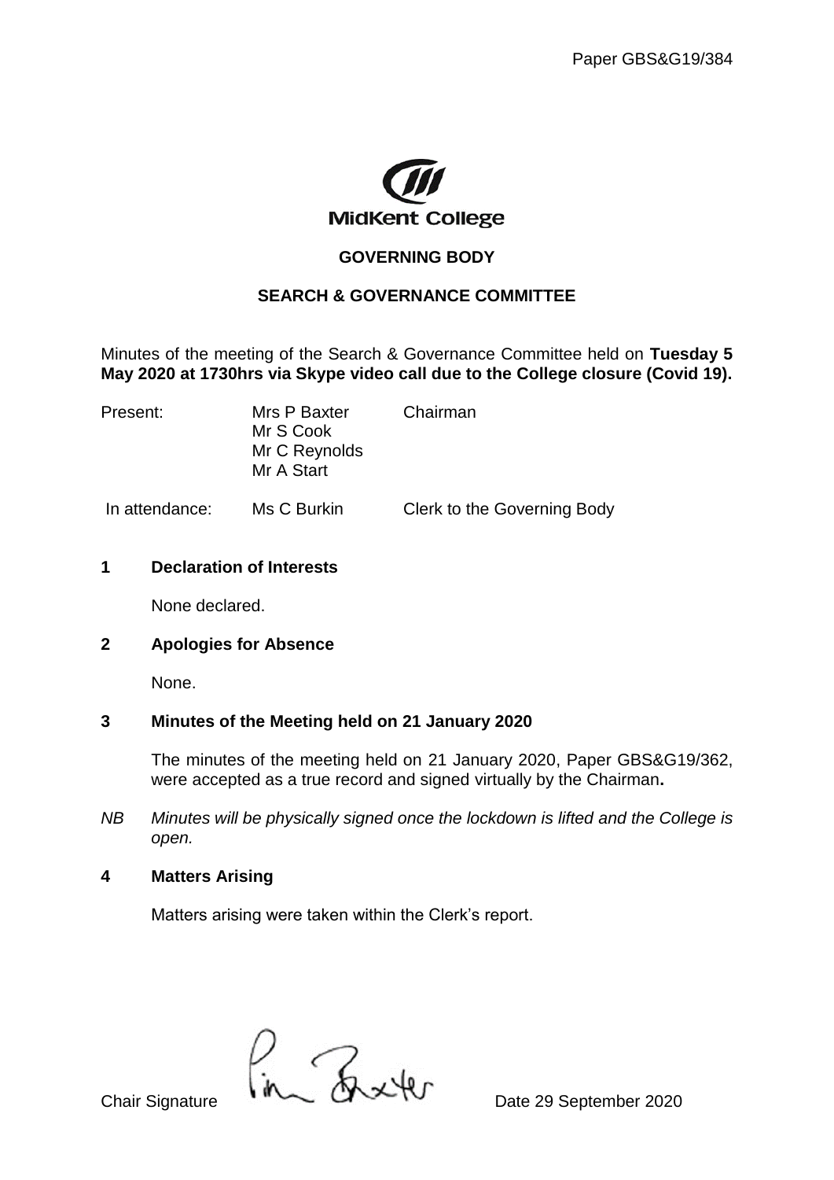Paper GBS&G19/384

MidKent College

# GOVERNING BODY

## SEARCH & GOVERNANCE COMMITTEE

Minutes of the meeting of the Search & Governance Committee held on **Tuesday 5 May 2020 at 1730hrs via Skype video call due to the College closure (Covid 19).**

| | | |
|---|---|---|
| Present: | Mrs P Baxter | Chairman |
| | Mr S Cook | |
| | Mr C Reynolds | |
| | Mr A Start | |
| In attendance: | Ms C Burkin | Clerk to the Governing Body |

### 1 Declaration of Interests

None declared.

### 2 Apologies for Absence

None.

### 3 Minutes of the Meeting held on 21 January 2020

The minutes of the meeting held on 21 January 2020, Paper GBS&G19/362, were accepted as a true record and signed virtually by the Chairman**.**

*NB Minutes will be physically signed once the lockdown is lifted and the College is open.*

### 4 Matters Arising

Matters arising were taken within the Clerk's report.

Chair Signature Date 29 September 2020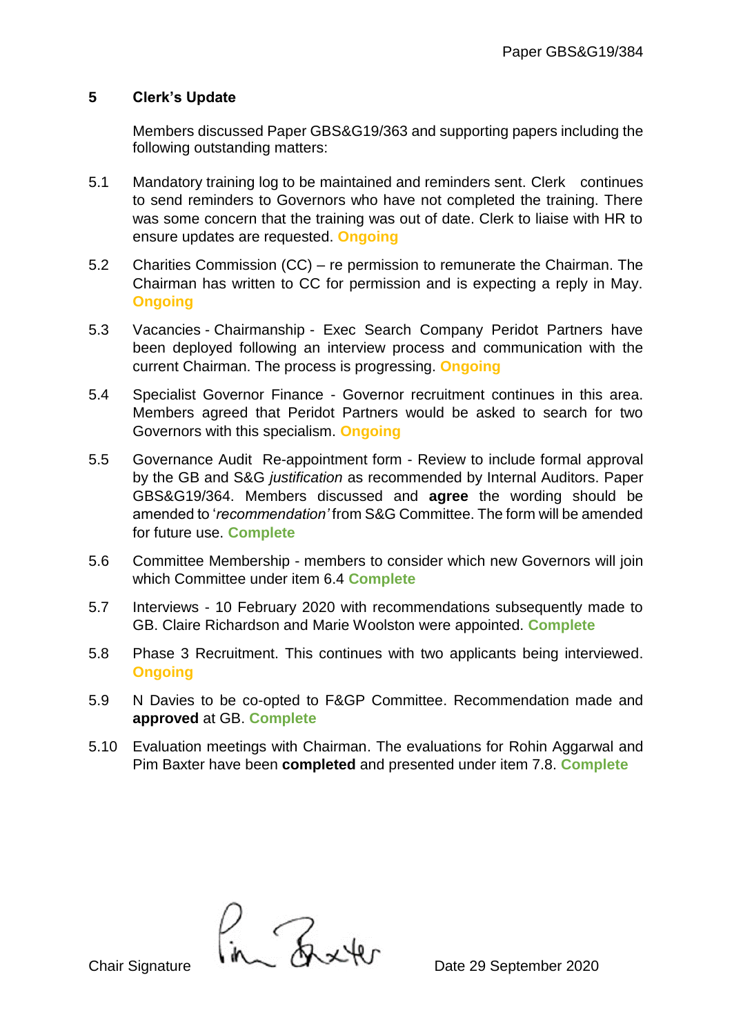## 5 Clerk's Update

Members discussed Paper GBS&G19/363 and supporting papers including the following outstanding matters:

5.1 Mandatory training log to be maintained and reminders sent. Clerk continues to send reminders to Governors who have not completed the training. There was some concern that the training was out of date. Clerk to liaise with HR to ensure updates are requested. **Ongoing**

5.2 Charities Commission (CC) – re permission to remunerate the Chairman. The Chairman has written to CC for permission and is expecting a reply in May. **Ongoing**

5.3 Vacancies - Chairmanship - Exec Search Company Peridot Partners have been deployed following an interview process and communication with the current Chairman. The process is progressing. **Ongoing**

5.4 Specialist Governor Finance - Governor recruitment continues in this area. Members agreed that Peridot Partners would be asked to search for two Governors with this specialism. **Ongoing**

5.5 Governance Audit Re-appointment form - Review to include formal approval by the GB and S&G *justification* as recommended by Internal Auditors. Paper GBS&G19/364. Members discussed and **agree** the wording should be amended to '*recommendation'* from S&G Committee. The form will be amended for future use. **Complete**

5.6 Committee Membership - members to consider which new Governors will join which Committee under item 6.4 **Complete**

5.7 Interviews - 10 February 2020 with recommendations subsequently made to GB. Claire Richardson and Marie Woolston were appointed. **Complete**

5.8 Phase 3 Recruitment. This continues with two applicants being interviewed. **Ongoing**

5.9 N Davies to be co-opted to F&GP Committee. Recommendation made and **approved** at GB. **Complete**

5.10 Evaluation meetings with Chairman. The evaluations for Rohin Aggarwal and Pim Baxter have been **completed** and presented under item 7.8. **Complete**

Chair Signature Pim Baxter Date 29 September 2020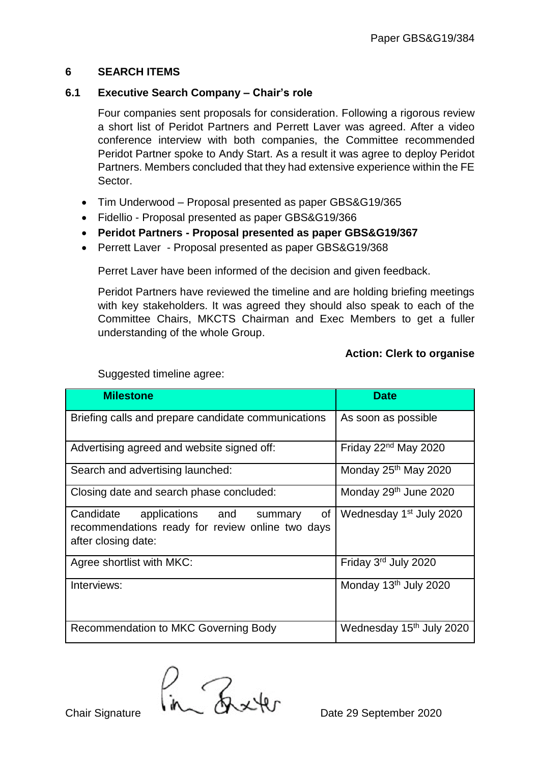Paper GBS&G19/384

## 6 SEARCH ITEMS

### 6.1 Executive Search Company – Chair's role

Four companies sent proposals for consideration. Following a rigorous review a short list of Peridot Partners and Perrett Laver was agreed. After a video conference interview with both companies, the Committee recommended Peridot Partner spoke to Andy Start. As a result it was agree to deploy Peridot Partners. Members concluded that they had extensive experience within the FE Sector.

- Tim Underwood – Proposal presented as paper GBS&G19/365
- Fidellio - Proposal presented as paper GBS&G19/366
- **Peridot Partners - Proposal presented as paper GBS&G19/367**
- Perrett Laver - Proposal presented as paper GBS&G19/368

Perret Laver have been informed of the decision and given feedback.

Peridot Partners have reviewed the timeline and are holding briefing meetings with key stakeholders. It was agreed they should also speak to each of the Committee Chairs, MKCTS Chairman and Exec Members to get a fuller understanding of the whole Group.

**Action: Clerk to organise**

Suggested timeline agree:

| Milestone | Date |
|---|---|
| Briefing calls and prepare candidate communications | As soon as possible |
| Advertising agreed and website signed off: | Friday 22nd May 2020 |
| Search and advertising launched: | Monday 25th May 2020 |
| Closing date and search phase concluded: | Monday 29th June 2020 |
| Candidate applications and summary of recommendations ready for review online two days after closing date: | Wednesday 1st July 2020 |
| Agree shortlist with MKC: | Friday 3rd July 2020 |
| Interviews: | Monday 13th July 2020 |
| Recommendation to MKC Governing Body | Wednesday 15th July 2020 |

Chair Signature Date 29 September 2020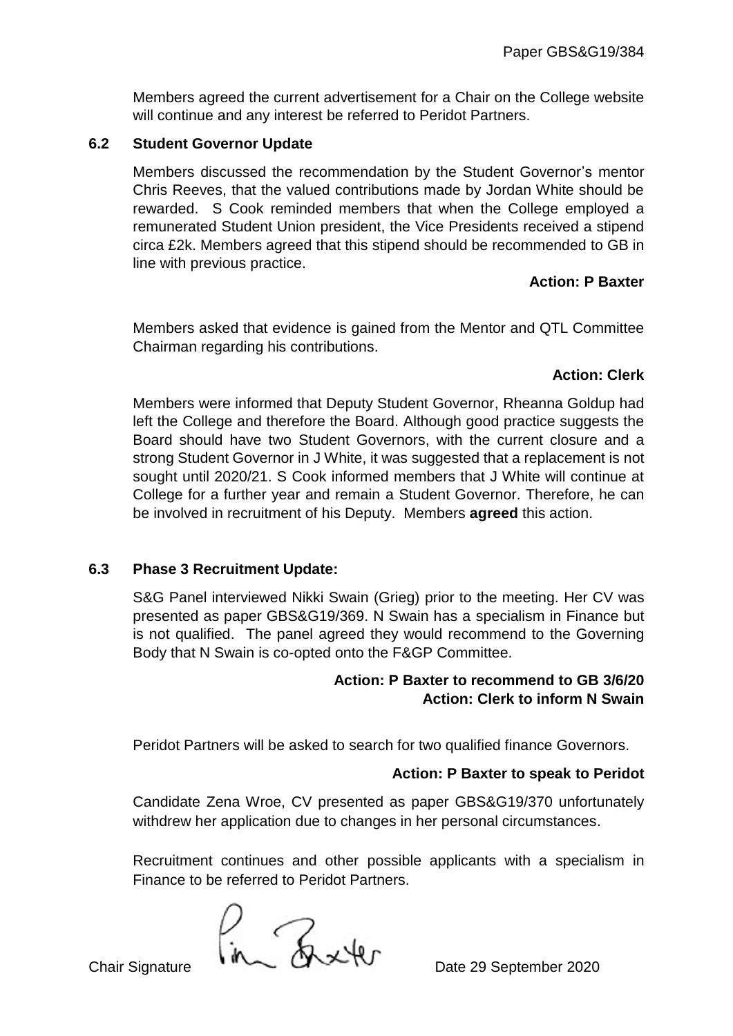Members agreed the current advertisement for a Chair on the College website will continue and any interest be referred to Peridot Partners.

### 6.2 Student Governor Update

Members discussed the recommendation by the Student Governor's mentor Chris Reeves, that the valued contributions made by Jordan White should be rewarded. S Cook reminded members that when the College employed a remunerated Student Union president, the Vice Presidents received a stipend circa £2k. Members agreed that this stipend should be recommended to GB in line with previous practice.

**Action: P Baxter**

Members asked that evidence is gained from the Mentor and QTL Committee Chairman regarding his contributions.

**Action: Clerk**

Members were informed that Deputy Student Governor, Rheanna Goldup had left the College and therefore the Board. Although good practice suggests the Board should have two Student Governors, with the current closure and a strong Student Governor in J White, it was suggested that a replacement is not sought until 2020/21. S Cook informed members that J White will continue at College for a further year and remain a Student Governor. Therefore, he can be involved in recruitment of his Deputy. Members **agreed** this action.

### 6.3 Phase 3 Recruitment Update:

S&G Panel interviewed Nikki Swain (Grieg) prior to the meeting. Her CV was presented as paper GBS&G19/369. N Swain has a specialism in Finance but is not qualified. The panel agreed they would recommend to the Governing Body that N Swain is co-opted onto the F&GP Committee.

**Action: P Baxter to recommend to GB 3/6/20**
**Action: Clerk to inform N Swain**

Peridot Partners will be asked to search for two qualified finance Governors.

**Action: P Baxter to speak to Peridot**

Candidate Zena Wroe, CV presented as paper GBS&G19/370 unfortunately withdrew her application due to changes in her personal circumstances.

Recruitment continues and other possible applicants with a specialism in Finance to be referred to Peridot Partners.

Chair Signature Pin Baxter Date 29 September 2020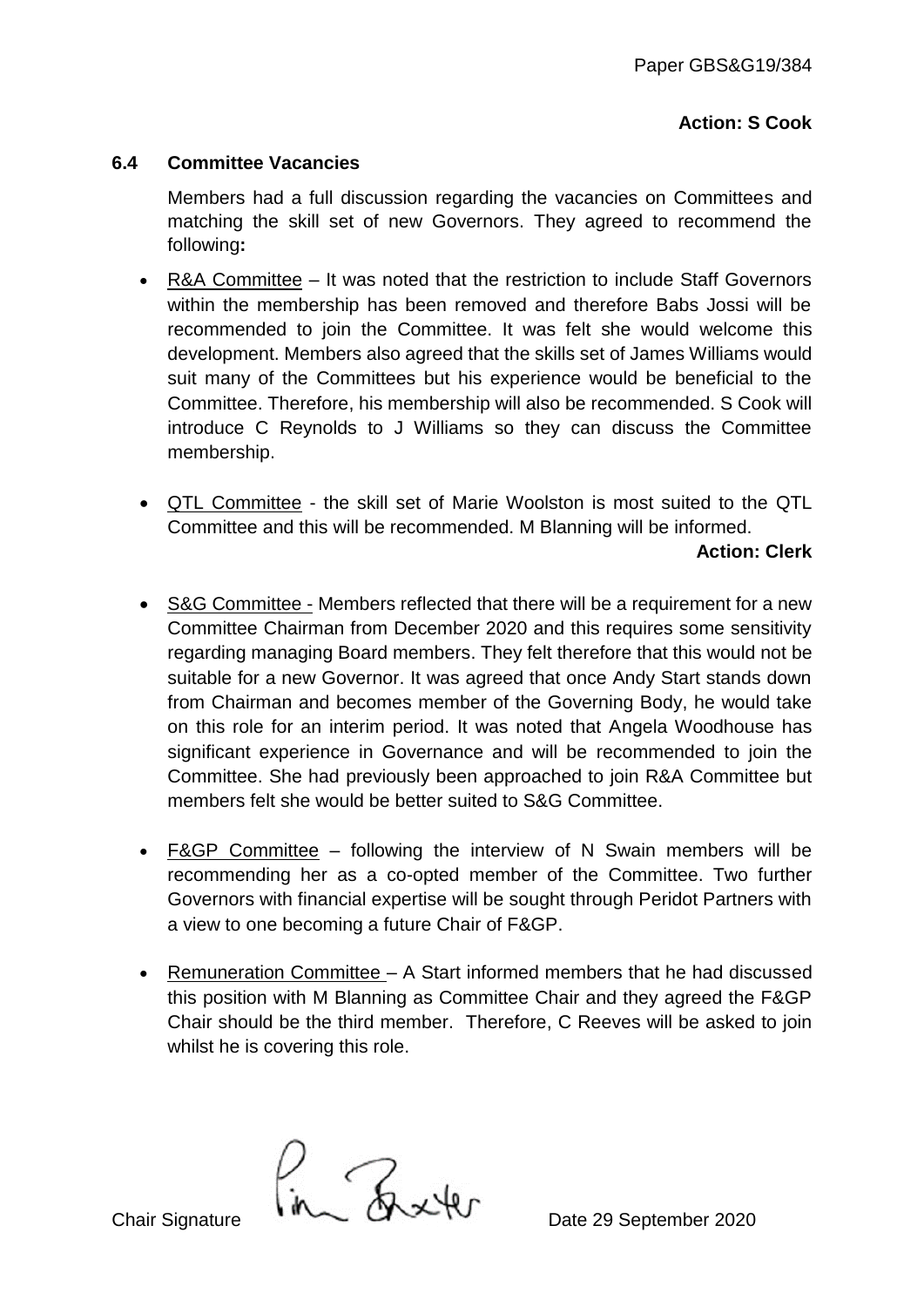**Action: S Cook**

### 6.4 Committee Vacancies

Members had a full discussion regarding the vacancies on Committees and matching the skill set of new Governors. They agreed to recommend the following**:**

- R&A Committee – It was noted that the restriction to include Staff Governors within the membership has been removed and therefore Babs Jossi will be recommended to join the Committee. It was felt she would welcome this development. Members also agreed that the skills set of James Williams would suit many of the Committees but his experience would be beneficial to the Committee. Therefore, his membership will also be recommended. S Cook will introduce C Reynolds to J Williams so they can discuss the Committee membership.

- QTL Committee - the skill set of Marie Woolston is most suited to the QTL Committee and this will be recommended. M Blanning will be informed.

**Action: Clerk**

- S&G Committee - Members reflected that there will be a requirement for a new Committee Chairman from December 2020 and this requires some sensitivity regarding managing Board members. They felt therefore that this would not be suitable for a new Governor. It was agreed that once Andy Start stands down from Chairman and becomes member of the Governing Body, he would take on this role for an interim period. It was noted that Angela Woodhouse has significant experience in Governance and will be recommended to join the Committee. She had previously been approached to join R&A Committee but members felt she would be better suited to S&G Committee.

- F&GP Committee – following the interview of N Swain members will be recommending her as a co-opted member of the Committee. Two further Governors with financial expertise will be sought through Peridot Partners with a view to one becoming a future Chair of F&GP.

- Remuneration Committee – A Start informed members that he had discussed this position with M Blanning as Committee Chair and they agreed the F&GP Chair should be the third member. Therefore, C Reeves will be asked to join whilst he is covering this role.

Chair Signature Date 29 September 2020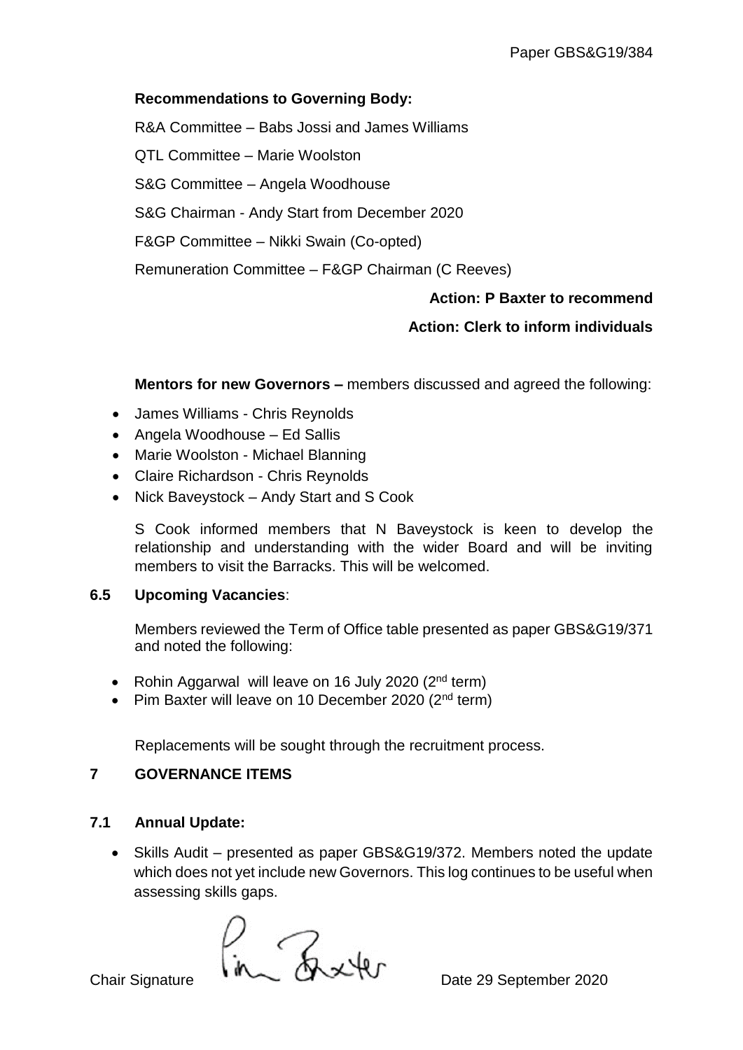**Recommendations to Governing Body:**

R&A Committee – Babs Jossi and James Williams

QTL Committee – Marie Woolston

S&G Committee – Angela Woodhouse

S&G Chairman - Andy Start from December 2020

F&GP Committee – Nikki Swain (Co-opted)

Remuneration Committee – F&GP Chairman (C Reeves)

**Action: P Baxter to recommend**

**Action: Clerk to inform individuals**

**Mentors for new Governors –** members discussed and agreed the following:

- James Williams - Chris Reynolds
- Angela Woodhouse – Ed Sallis
- Marie Woolston - Michael Blanning
- Claire Richardson - Chris Reynolds
- Nick Baveystock – Andy Start and S Cook

S Cook informed members that N Baveystock is keen to develop the relationship and understanding with the wider Board and will be inviting members to visit the Barracks. This will be welcomed.

### 6.5 Upcoming Vacancies:

Members reviewed the Term of Office table presented as paper GBS&G19/371 and noted the following:

- Rohin Aggarwal will leave on 16 July 2020 (2nd term)
- Pim Baxter will leave on 10 December 2020 (2nd term)

Replacements will be sought through the recruitment process.

## 7 GOVERNANCE ITEMS

### 7.1 Annual Update:

- Skills Audit – presented as paper GBS&G19/372. Members noted the update which does not yet include new Governors. This log continues to be useful when assessing skills gaps.

Chair Signature Date 29 September 2020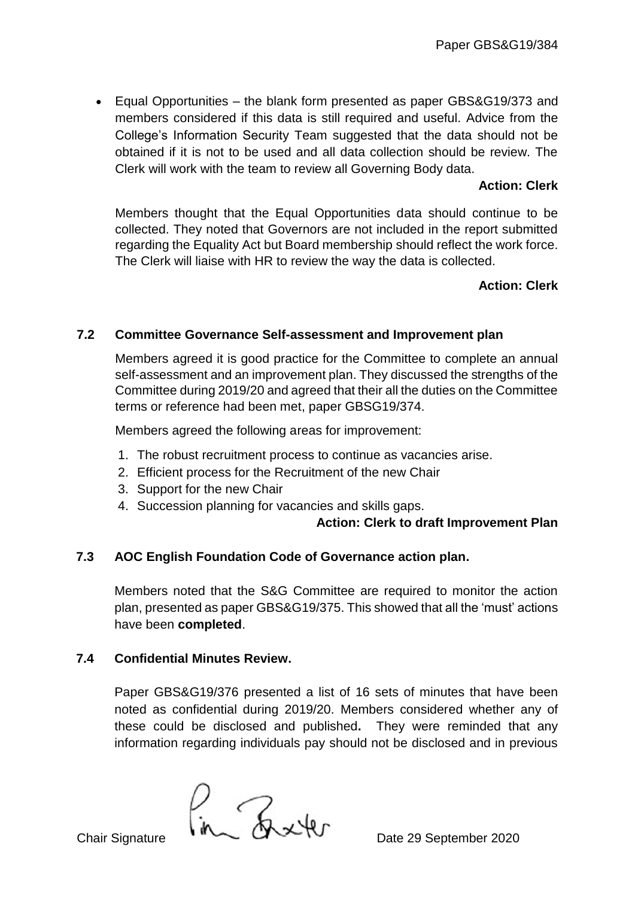- Equal Opportunities – the blank form presented as paper GBS&G19/373 and members considered if this data is still required and useful. Advice from the College's Information Security Team suggested that the data should not be obtained if it is not to be used and all data collection should be review. The Clerk will work with the team to review all Governing Body data.

**Action: Clerk**

Members thought that the Equal Opportunities data should continue to be collected. They noted that Governors are not included in the report submitted regarding the Equality Act but Board membership should reflect the work force. The Clerk will liaise with HR to review the way the data is collected.

**Action: Clerk**

### 7.2 Committee Governance Self-assessment and Improvement plan

Members agreed it is good practice for the Committee to complete an annual self-assessment and an improvement plan. They discussed the strengths of the Committee during 2019/20 and agreed that their all the duties on the Committee terms or reference had been met, paper GBSG19/374.

Members agreed the following areas for improvement:

1. The robust recruitment process to continue as vacancies arise.
2. Efficient process for the Recruitment of the new Chair
3. Support for the new Chair
4. Succession planning for vacancies and skills gaps.

**Action: Clerk to draft Improvement Plan**

### 7.3 AOC English Foundation Code of Governance action plan.

Members noted that the S&G Committee are required to monitor the action plan, presented as paper GBS&G19/375. This showed that all the 'must' actions have been **completed**.

### 7.4 Confidential Minutes Review.

Paper GBS&G19/376 presented a list of 16 sets of minutes that have been noted as confidential during 2019/20. Members considered whether any of these could be disclosed and published**.** They were reminded that any information regarding individuals pay should not be disclosed and in previous

Chair Signature [signature] Date 29 September 2020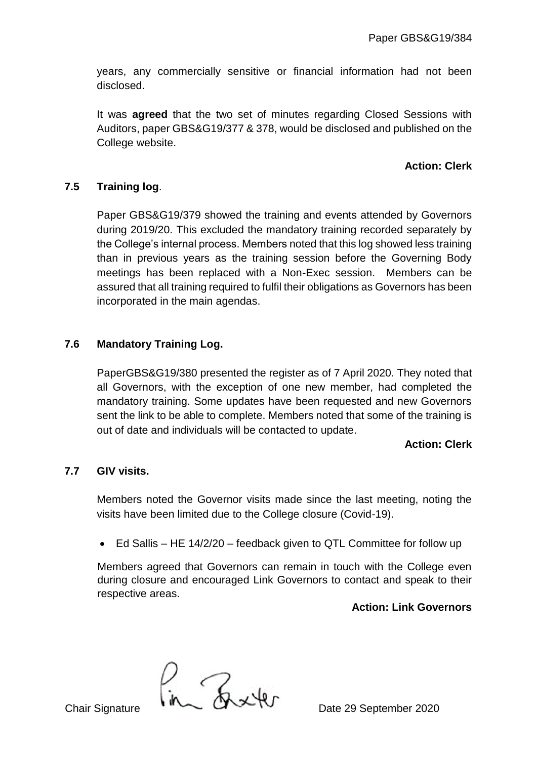years, any commercially sensitive or financial information had not been disclosed.

It was **agreed** that the two set of minutes regarding Closed Sessions with Auditors, paper GBS&G19/377 & 378, would be disclosed and published on the College website.

**Action: Clerk**

### 7.5 Training log.

Paper GBS&G19/379 showed the training and events attended by Governors during 2019/20. This excluded the mandatory training recorded separately by the College's internal process. Members noted that this log showed less training than in previous years as the training session before the Governing Body meetings has been replaced with a Non-Exec session. Members can be assured that all training required to fulfil their obligations as Governors has been incorporated in the main agendas.

### 7.6 Mandatory Training Log.

PaperGBS&G19/380 presented the register as of 7 April 2020. They noted that all Governors, with the exception of one new member, had completed the mandatory training. Some updates have been requested and new Governors sent the link to be able to complete. Members noted that some of the training is out of date and individuals will be contacted to update.

**Action: Clerk**

### 7.7 GIV visits.

Members noted the Governor visits made since the last meeting, noting the visits have been limited due to the College closure (Covid-19).

- Ed Sallis – HE 14/2/20 – feedback given to QTL Committee for follow up

Members agreed that Governors can remain in touch with the College even during closure and encouraged Link Governors to contact and speak to their respective areas.

**Action: Link Governors**

Chair Signature Date 29 September 2020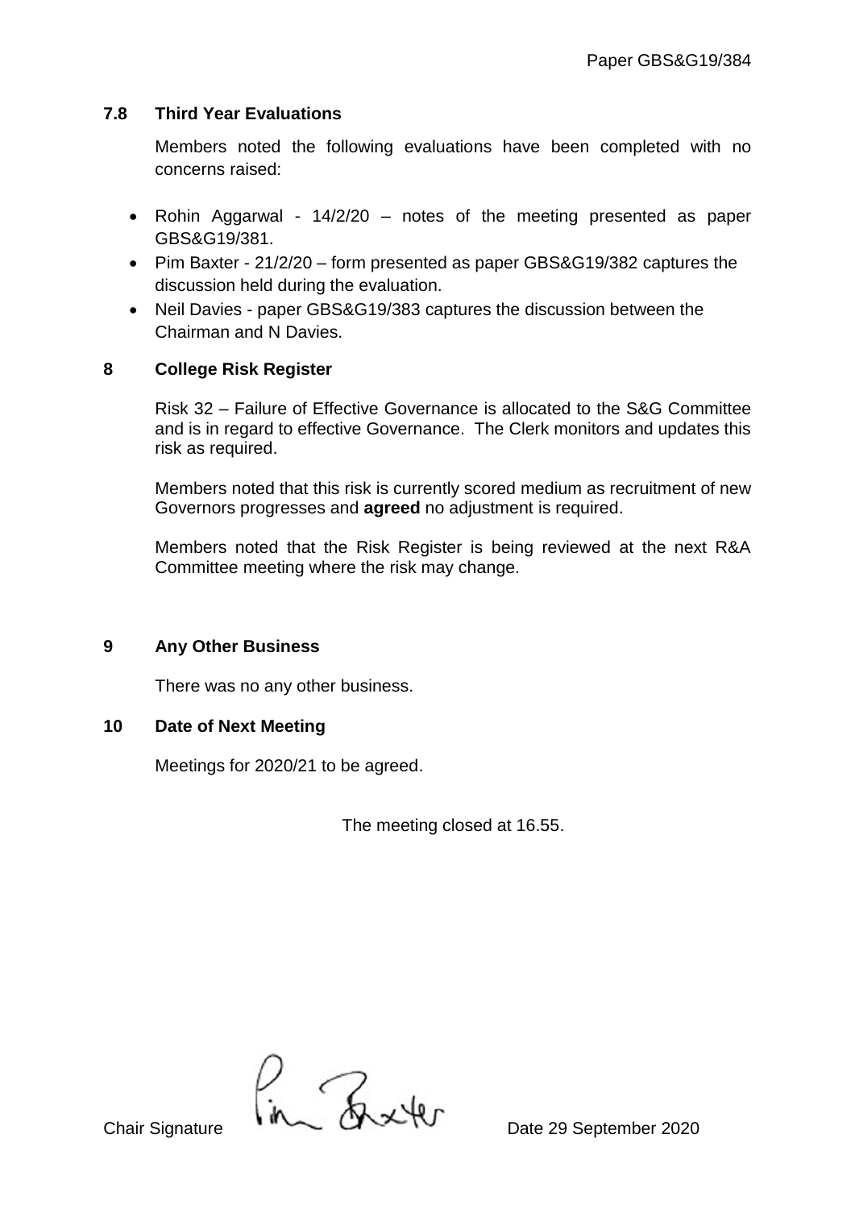Paper GBS&G19/384

### 7.8 Third Year Evaluations

Members noted the following evaluations have been completed with no concerns raised:

- Rohin Aggarwal - 14/2/20 – notes of the meeting presented as paper GBS&G19/381.
- Pim Baxter - 21/2/20 – form presented as paper GBS&G19/382 captures the discussion held during the evaluation.
- Neil Davies - paper GBS&G19/383 captures the discussion between the Chairman and N Davies.

### 8 College Risk Register

Risk 32 – Failure of Effective Governance is allocated to the S&G Committee and is in regard to effective Governance. The Clerk monitors and updates this risk as required.

Members noted that this risk is currently scored medium as recruitment of new Governors progresses and **agreed** no adjustment is required.

Members noted that the Risk Register is being reviewed at the next R&A Committee meeting where the risk may change.

### 9 Any Other Business

There was no any other business.

### 10 Date of Next Meeting

Meetings for 2020/21 to be agreed.

The meeting closed at 16.55.

Chair Signature Pim Baxter Date 29 September 2020